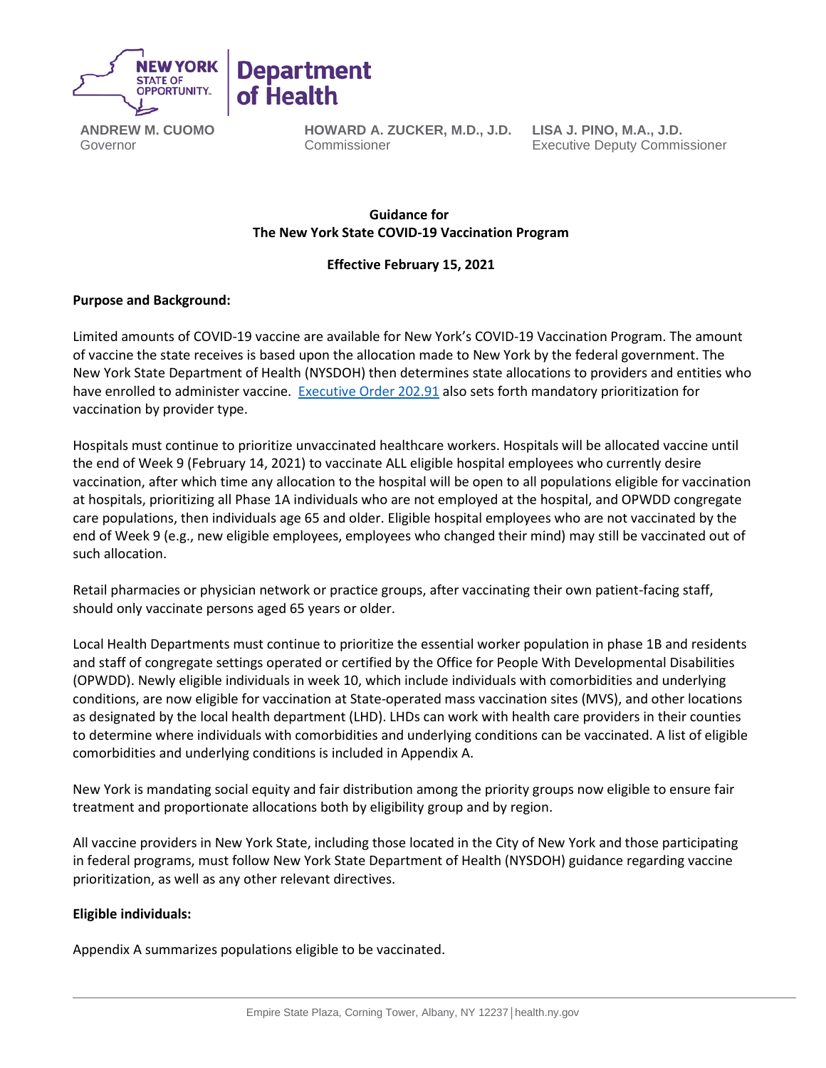**NEW YORK STATE OF OPPORTUNITY.** | **Department of Health**

**ANDREW M. CUOMO**
Governor

**HOWARD A. ZUCKER, M.D., J.D.**
Commissioner

**LISA J. PINO, M.A., J.D.**
Executive Deputy Commissioner

**Guidance for**
**The New York State COVID-19 Vaccination Program**

**Effective February 15, 2021**

**Purpose and Background:**

Limited amounts of COVID-19 vaccine are available for New York's COVID-19 Vaccination Program. The amount of vaccine the state receives is based upon the allocation made to New York by the federal government. The New York State Department of Health (NYSDOH) then determines state allocations to providers and entities who have enrolled to administer vaccine. [Executive Order 202.91] also sets forth mandatory prioritization for vaccination by provider type.

Hospitals must continue to prioritize unvaccinated healthcare workers. Hospitals will be allocated vaccine until the end of Week 9 (February 14, 2021) to vaccinate ALL eligible hospital employees who currently desire vaccination, after which time any allocation to the hospital will be open to all populations eligible for vaccination at hospitals, prioritizing all Phase 1A individuals who are not employed at the hospital, and OPWDD congregate care populations, then individuals age 65 and older. Eligible hospital employees who are not vaccinated by the end of Week 9 (e.g., new eligible employees, employees who changed their mind) may still be vaccinated out of such allocation.

Retail pharmacies or physician network or practice groups, after vaccinating their own patient-facing staff, should only vaccinate persons aged 65 years or older.

Local Health Departments must continue to prioritize the essential worker population in phase 1B and residents and staff of congregate settings operated or certified by the Office for People With Developmental Disabilities (OPWDD). Newly eligible individuals in week 10, which include individuals with comorbidities and underlying conditions, are now eligible for vaccination at State-operated mass vaccination sites (MVS), and other locations as designated by the local health department (LHD). LHDs can work with health care providers in their counties to determine where individuals with comorbidities and underlying conditions can be vaccinated. A list of eligible comorbidities and underlying conditions is included in Appendix A.

New York is mandating social equity and fair distribution among the priority groups now eligible to ensure fair treatment and proportionate allocations both by eligibility group and by region.

All vaccine providers in New York State, including those located in the City of New York and those participating in federal programs, must follow New York State Department of Health (NYSDOH) guidance regarding vaccine prioritization, as well as any other relevant directives.

**Eligible individuals:**

Appendix A summarizes populations eligible to be vaccinated.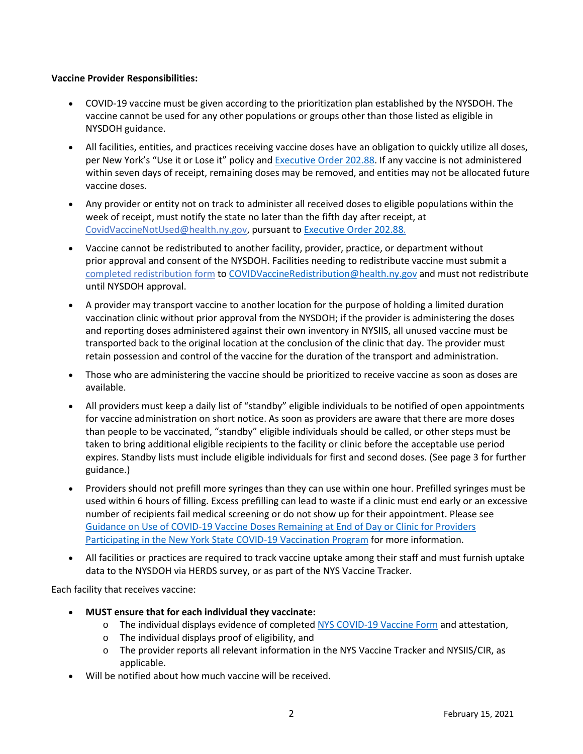**Vaccine Provider Responsibilities:**

- COVID-19 vaccine must be given according to the prioritization plan established by the NYSDOH. The vaccine cannot be used for any other populations or groups other than those listed as eligible in NYSDOH guidance.
- All facilities, entities, and practices receiving vaccine doses have an obligation to quickly utilize all doses, per New York's "Use it or Lose it" policy and Executive Order 202.88. If any vaccine is not administered within seven days of receipt, remaining doses may be removed, and entities may not be allocated future vaccine doses.
- Any provider or entity not on track to administer all received doses to eligible populations within the week of receipt, must notify the state no later than the fifth day after receipt, at CovidVaccineNotUsed@health.ny.gov, pursuant to Executive Order 202.88.
- Vaccine cannot be redistributed to another facility, provider, practice, or department without prior approval and consent of the NYSDOH. Facilities needing to redistribute vaccine must submit a completed redistribution form to COVIDVaccineRedistribution@health.ny.gov and must not redistribute until NYSDOH approval.
- A provider may transport vaccine to another location for the purpose of holding a limited duration vaccination clinic without prior approval from the NYSDOH; if the provider is administering the doses and reporting doses administered against their own inventory in NYSIIS, all unused vaccine must be transported back to the original location at the conclusion of the clinic that day. The provider must retain possession and control of the vaccine for the duration of the transport and administration.
- Those who are administering the vaccine should be prioritized to receive vaccine as soon as doses are available.
- All providers must keep a daily list of "standby" eligible individuals to be notified of open appointments for vaccine administration on short notice. As soon as providers are aware that there are more doses than people to be vaccinated, "standby" eligible individuals should be called, or other steps must be taken to bring additional eligible recipients to the facility or clinic before the acceptable use period expires. Standby lists must include eligible individuals for first and second doses. (See page 3 for further guidance.)
- Providers should not prefill more syringes than they can use within one hour. Prefilled syringes must be used within 6 hours of filling. Excess prefilling can lead to waste if a clinic must end early or an excessive number of recipients fail medical screening or do not show up for their appointment. Please see Guidance on Use of COVID-19 Vaccine Doses Remaining at End of Day or Clinic for Providers Participating in the New York State COVID-19 Vaccination Program for more information.
- All facilities or practices are required to track vaccine uptake among their staff and must furnish uptake data to the NYSDOH via HERDS survey, or as part of the NYS Vaccine Tracker.

Each facility that receives vaccine:

- **MUST ensure that for each individual they vaccinate:**
  - The individual displays evidence of completed NYS COVID-19 Vaccine Form and attestation,
  - The individual displays proof of eligibility, and
  - The provider reports all relevant information in the NYS Vaccine Tracker and NYSIIS/CIR, as applicable.
- Will be notified about how much vaccine will be received.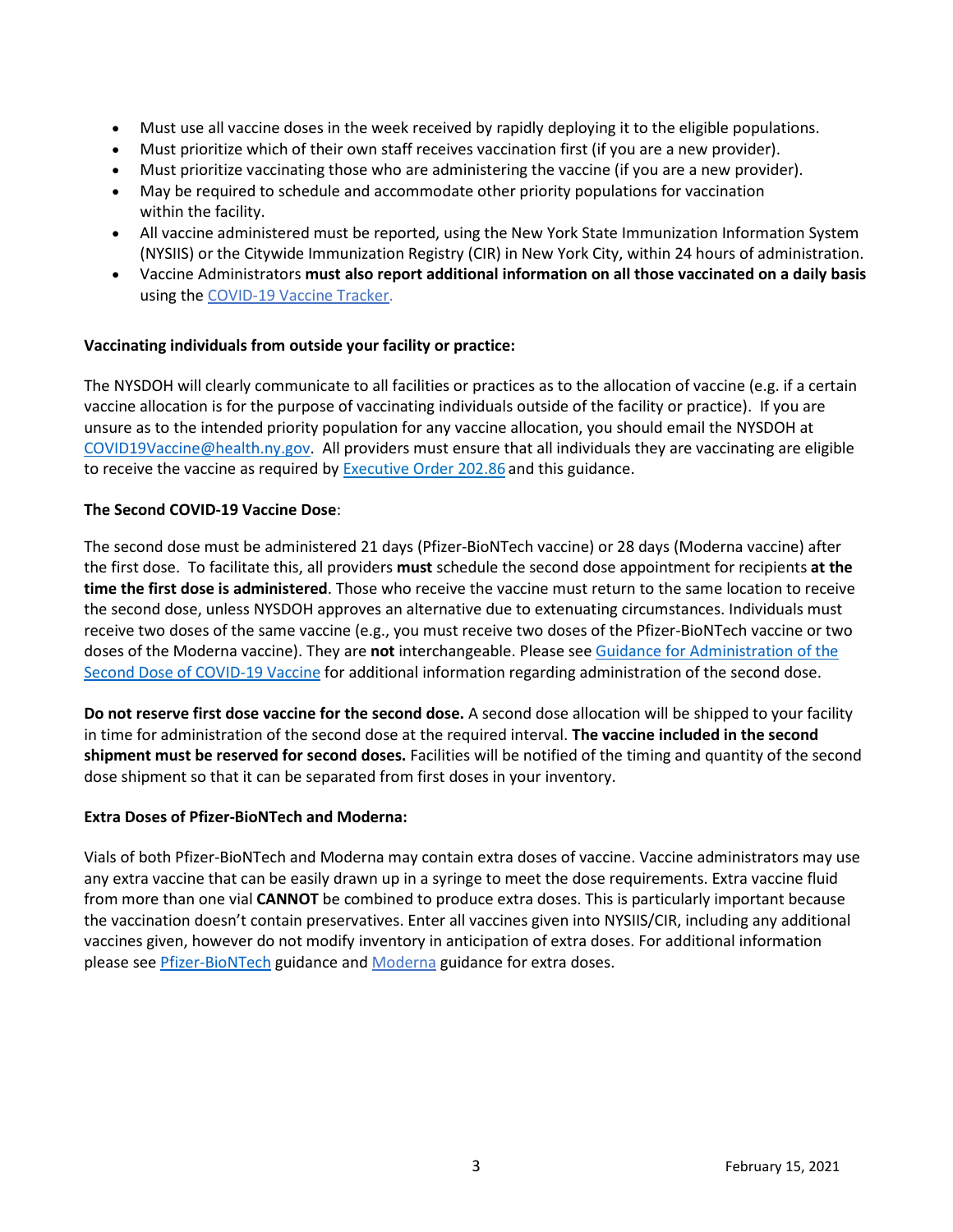- Must use all vaccine doses in the week received by rapidly deploying it to the eligible populations.
- Must prioritize which of their own staff receives vaccination first (if you are a new provider).
- Must prioritize vaccinating those who are administering the vaccine (if you are a new provider).
- May be required to schedule and accommodate other priority populations for vaccination within the facility.
- All vaccine administered must be reported, using the New York State Immunization Information System (NYSIIS) or the Citywide Immunization Registry (CIR) in New York City, within 24 hours of administration.
- Vaccine Administrators **must also report additional information on all those vaccinated on a daily basis** using the [COVID-19 Vaccine Tracker.](COVID-19 Vaccine Tracker)

**Vaccinating individuals from outside your facility or practice:**

The NYSDOH will clearly communicate to all facilities or practices as to the allocation of vaccine (e.g. if a certain vaccine allocation is for the purpose of vaccinating individuals outside of the facility or practice). If you are unsure as to the intended priority population for any vaccine allocation, you should email the NYSDOH at COVID19Vaccine@health.ny.gov. All providers must ensure that all individuals they are vaccinating are eligible to receive the vaccine as required by Executive Order 202.86 and this guidance.

**The Second COVID-19 Vaccine Dose**:

The second dose must be administered 21 days (Pfizer-BioNTech vaccine) or 28 days (Moderna vaccine) after the first dose. To facilitate this, all providers **must** schedule the second dose appointment for recipients **at the time the first dose is administered**. Those who receive the vaccine must return to the same location to receive the second dose, unless NYSDOH approves an alternative due to extenuating circumstances. Individuals must receive two doses of the same vaccine (e.g., you must receive two doses of the Pfizer-BioNTech vaccine or two doses of the Moderna vaccine). They are **not** interchangeable. Please see Guidance for Administration of the Second Dose of COVID-19 Vaccine for additional information regarding administration of the second dose.

**Do not reserve first dose vaccine for the second dose.** A second dose allocation will be shipped to your facility in time for administration of the second dose at the required interval. **The vaccine included in the second shipment must be reserved for second doses.** Facilities will be notified of the timing and quantity of the second dose shipment so that it can be separated from first doses in your inventory.

**Extra Doses of Pfizer-BioNTech and Moderna:**

Vials of both Pfizer-BioNTech and Moderna may contain extra doses of vaccine. Vaccine administrators may use any extra vaccine that can be easily drawn up in a syringe to meet the dose requirements. Extra vaccine fluid from more than one vial **CANNOT** be combined to produce extra doses. This is particularly important because the vaccination doesn't contain preservatives. Enter all vaccines given into NYSIIS/CIR, including any additional vaccines given, however do not modify inventory in anticipation of extra doses. For additional information please see Pfizer-BioNTech guidance and Moderna guidance for extra doses.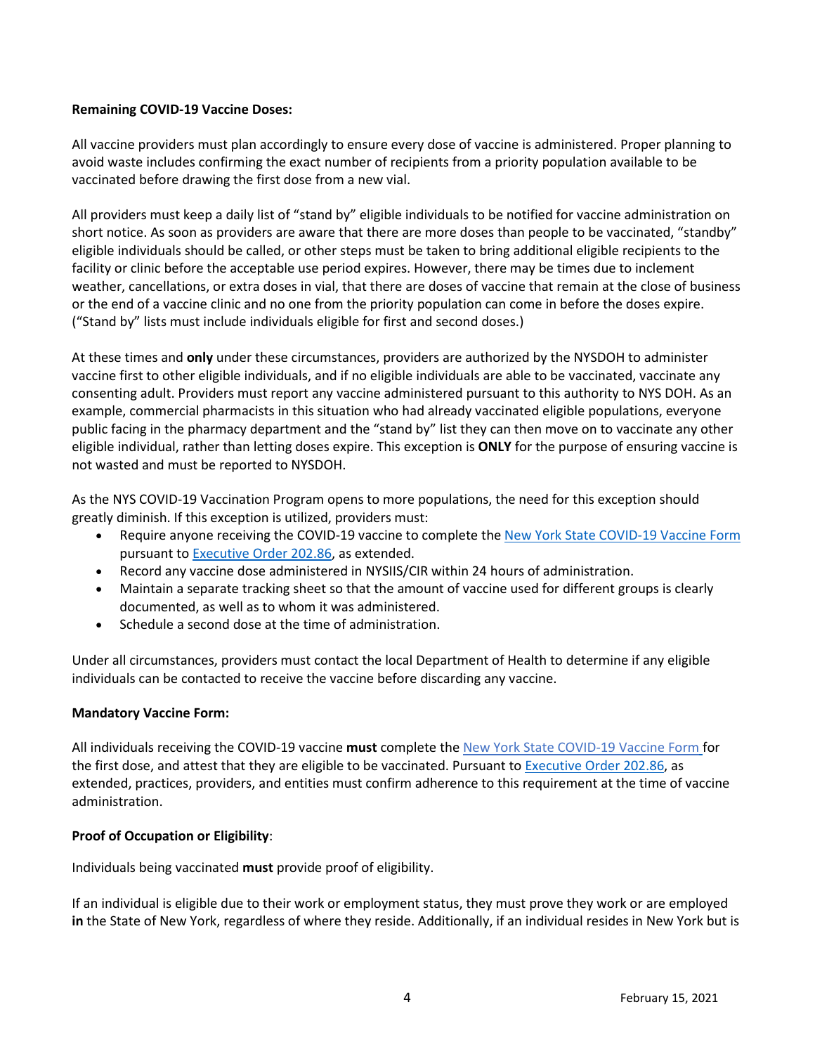**Remaining COVID-19 Vaccine Doses:**

All vaccine providers must plan accordingly to ensure every dose of vaccine is administered. Proper planning to avoid waste includes confirming the exact number of recipients from a priority population available to be vaccinated before drawing the first dose from a new vial.

All providers must keep a daily list of "stand by" eligible individuals to be notified for vaccine administration on short notice. As soon as providers are aware that there are more doses than people to be vaccinated, "standby" eligible individuals should be called, or other steps must be taken to bring additional eligible recipients to the facility or clinic before the acceptable use period expires. However, there may be times due to inclement weather, cancellations, or extra doses in vial, that there are doses of vaccine that remain at the close of business or the end of a vaccine clinic and no one from the priority population can come in before the doses expire. ("Stand by" lists must include individuals eligible for first and second doses.)

At these times and **only** under these circumstances, providers are authorized by the NYSDOH to administer vaccine first to other eligible individuals, and if no eligible individuals are able to be vaccinated, vaccinate any consenting adult. Providers must report any vaccine administered pursuant to this authority to NYS DOH. As an example, commercial pharmacists in this situation who had already vaccinated eligible populations, everyone public facing in the pharmacy department and the "stand by" list they can then move on to vaccinate any other eligible individual, rather than letting doses expire. This exception is **ONLY** for the purpose of ensuring vaccine is not wasted and must be reported to NYSDOH.

As the NYS COVID-19 Vaccination Program opens to more populations, the need for this exception should greatly diminish. If this exception is utilized, providers must:

- Require anyone receiving the COVID-19 vaccine to complete the New York State COVID-19 Vaccine Form pursuant to Executive Order 202.86, as extended.
- Record any vaccine dose administered in NYSIIS/CIR within 24 hours of administration.
- Maintain a separate tracking sheet so that the amount of vaccine used for different groups is clearly documented, as well as to whom it was administered.
- Schedule a second dose at the time of administration.

Under all circumstances, providers must contact the local Department of Health to determine if any eligible individuals can be contacted to receive the vaccine before discarding any vaccine.

**Mandatory Vaccine Form:**

All individuals receiving the COVID-19 vaccine **must** complete the New York State COVID-19 Vaccine Form for the first dose, and attest that they are eligible to be vaccinated. Pursuant to Executive Order 202.86, as extended, practices, providers, and entities must confirm adherence to this requirement at the time of vaccine administration.

**Proof of Occupation or Eligibility**:

Individuals being vaccinated **must** provide proof of eligibility.

If an individual is eligible due to their work or employment status, they must prove they work or are employed **in** the State of New York, regardless of where they reside. Additionally, if an individual resides in New York but is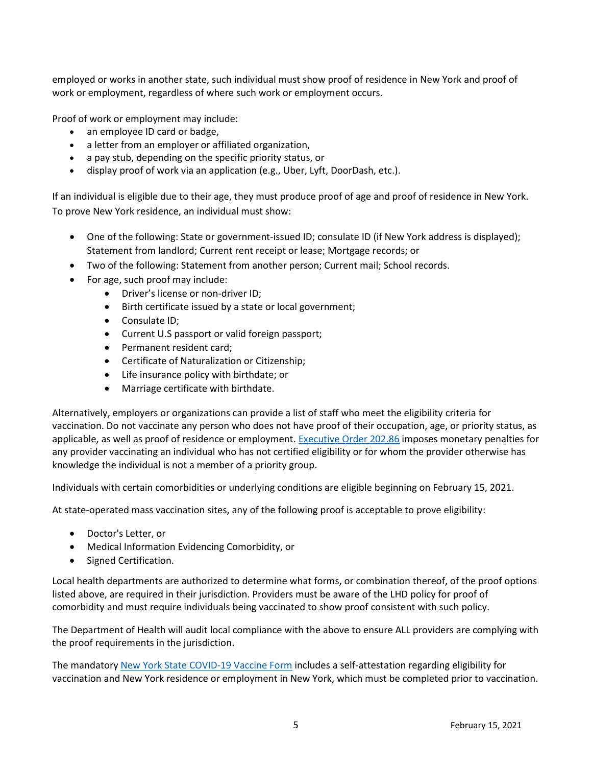employed or works in another state, such individual must show proof of residence in New York and proof of work or employment, regardless of where such work or employment occurs.

Proof of work or employment may include:

- an employee ID card or badge,
- a letter from an employer or affiliated organization,
- a pay stub, depending on the specific priority status, or
- display proof of work via an application (e.g., Uber, Lyft, DoorDash, etc.).

If an individual is eligible due to their age, they must produce proof of age and proof of residence in New York. To prove New York residence, an individual must show:

- One of the following: State or government-issued ID; consulate ID (if New York address is displayed); Statement from landlord; Current rent receipt or lease; Mortgage records; or
- Two of the following: Statement from another person; Current mail; School records.
- For age, such proof may include:
  - Driver's license or non-driver ID;
  - Birth certificate issued by a state or local government;
  - Consulate ID;
  - Current U.S passport or valid foreign passport;
  - Permanent resident card;
  - Certificate of Naturalization or Citizenship;
  - Life insurance policy with birthdate; or
  - Marriage certificate with birthdate.

Alternatively, employers or organizations can provide a list of staff who meet the eligibility criteria for vaccination. Do not vaccinate any person who does not have proof of their occupation, age, or priority status, as applicable, as well as proof of residence or employment. Executive Order 202.86 imposes monetary penalties for any provider vaccinating an individual who has not certified eligibility or for whom the provider otherwise has knowledge the individual is not a member of a priority group.

Individuals with certain comorbidities or underlying conditions are eligible beginning on February 15, 2021.

At state-operated mass vaccination sites, any of the following proof is acceptable to prove eligibility:

- Doctor's Letter, or
- Medical Information Evidencing Comorbidity, or
- Signed Certification.

Local health departments are authorized to determine what forms, or combination thereof, of the proof options listed above, are required in their jurisdiction. Providers must be aware of the LHD policy for proof of comorbidity and must require individuals being vaccinated to show proof consistent with such policy.

The Department of Health will audit local compliance with the above to ensure ALL providers are complying with the proof requirements in the jurisdiction.

The mandatory New York State COVID-19 Vaccine Form includes a self-attestation regarding eligibility for vaccination and New York residence or employment in New York, which must be completed prior to vaccination.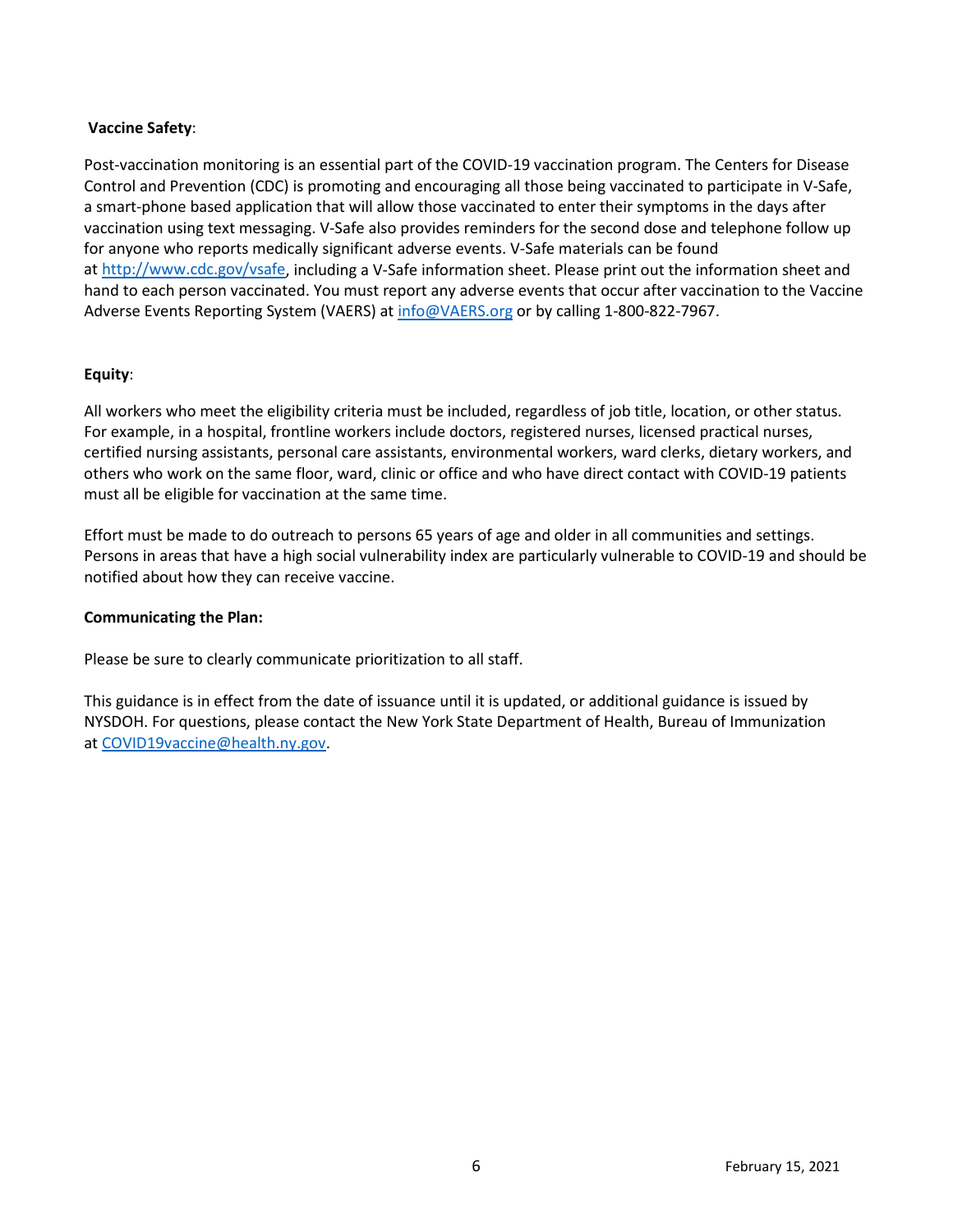**Vaccine Safety**:

Post-vaccination monitoring is an essential part of the COVID-19 vaccination program. The Centers for Disease Control and Prevention (CDC) is promoting and encouraging all those being vaccinated to participate in V-Safe, a smart-phone based application that will allow those vaccinated to enter their symptoms in the days after vaccination using text messaging. V-Safe also provides reminders for the second dose and telephone follow up for anyone who reports medically significant adverse events. V-Safe materials can be found at http://www.cdc.gov/vsafe, including a V-Safe information sheet. Please print out the information sheet and hand to each person vaccinated. You must report any adverse events that occur after vaccination to the Vaccine Adverse Events Reporting System (VAERS) at info@VAERS.org or by calling 1-800-822-7967.

**Equity**:

All workers who meet the eligibility criteria must be included, regardless of job title, location, or other status. For example, in a hospital, frontline workers include doctors, registered nurses, licensed practical nurses, certified nursing assistants, personal care assistants, environmental workers, ward clerks, dietary workers, and others who work on the same floor, ward, clinic or office and who have direct contact with COVID-19 patients must all be eligible for vaccination at the same time.

Effort must be made to do outreach to persons 65 years of age and older in all communities and settings. Persons in areas that have a high social vulnerability index are particularly vulnerable to COVID-19 and should be notified about how they can receive vaccine.

**Communicating the Plan:**

Please be sure to clearly communicate prioritization to all staff.

This guidance is in effect from the date of issuance until it is updated, or additional guidance is issued by NYSDOH. For questions, please contact the New York State Department of Health, Bureau of Immunization at COVID19vaccine@health.ny.gov.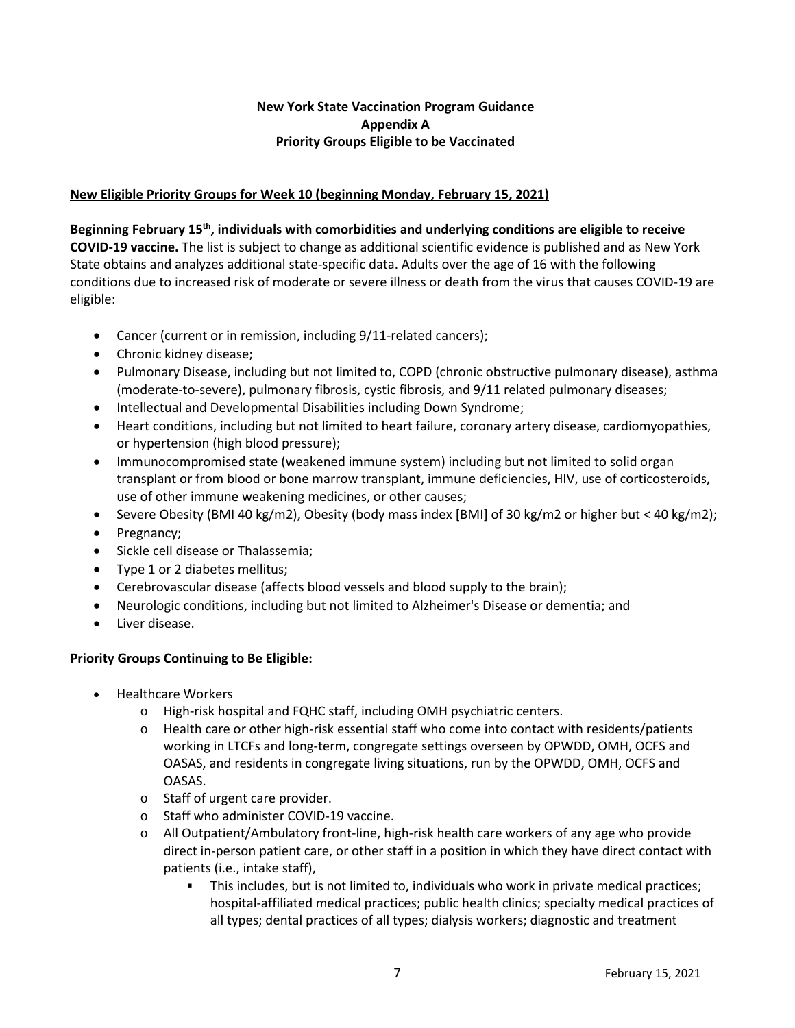**New York State Vaccination Program Guidance**
**Appendix A**
**Priority Groups Eligible to be Vaccinated**

**New Eligible Priority Groups for Week 10 (beginning Monday, February 15, 2021)**

**Beginning February 15th, individuals with comorbidities and underlying conditions are eligible to receive COVID-19 vaccine.** The list is subject to change as additional scientific evidence is published and as New York State obtains and analyzes additional state-specific data. Adults over the age of 16 with the following conditions due to increased risk of moderate or severe illness or death from the virus that causes COVID-19 are eligible:

- Cancer (current or in remission, including 9/11-related cancers);
- Chronic kidney disease;
- Pulmonary Disease, including but not limited to, COPD (chronic obstructive pulmonary disease), asthma (moderate-to-severe), pulmonary fibrosis, cystic fibrosis, and 9/11 related pulmonary diseases;
- Intellectual and Developmental Disabilities including Down Syndrome;
- Heart conditions, including but not limited to heart failure, coronary artery disease, cardiomyopathies, or hypertension (high blood pressure);
- Immunocompromised state (weakened immune system) including but not limited to solid organ transplant or from blood or bone marrow transplant, immune deficiencies, HIV, use of corticosteroids, use of other immune weakening medicines, or other causes;
- Severe Obesity (BMI 40 kg/m2), Obesity (body mass index [BMI] of 30 kg/m2 or higher but < 40 kg/m2);
- Pregnancy;
- Sickle cell disease or Thalassemia;
- Type 1 or 2 diabetes mellitus;
- Cerebrovascular disease (affects blood vessels and blood supply to the brain);
- Neurologic conditions, including but not limited to Alzheimer's Disease or dementia; and
- Liver disease.

**Priority Groups Continuing to Be Eligible:**

- Healthcare Workers
  - High-risk hospital and FQHC staff, including OMH psychiatric centers.
  - Health care or other high-risk essential staff who come into contact with residents/patients working in LTCFs and long-term, congregate settings overseen by OPWDD, OMH, OCFS and OASAS, and residents in congregate living situations, run by the OPWDD, OMH, OCFS and OASAS.
  - Staff of urgent care provider.
  - Staff who administer COVID-19 vaccine.
  - All Outpatient/Ambulatory front-line, high-risk health care workers of any age who provide direct in-person patient care, or other staff in a position in which they have direct contact with patients (i.e., intake staff),
    - This includes, but is not limited to, individuals who work in private medical practices; hospital-affiliated medical practices; public health clinics; specialty medical practices of all types; dental practices of all types; dialysis workers; diagnostic and treatment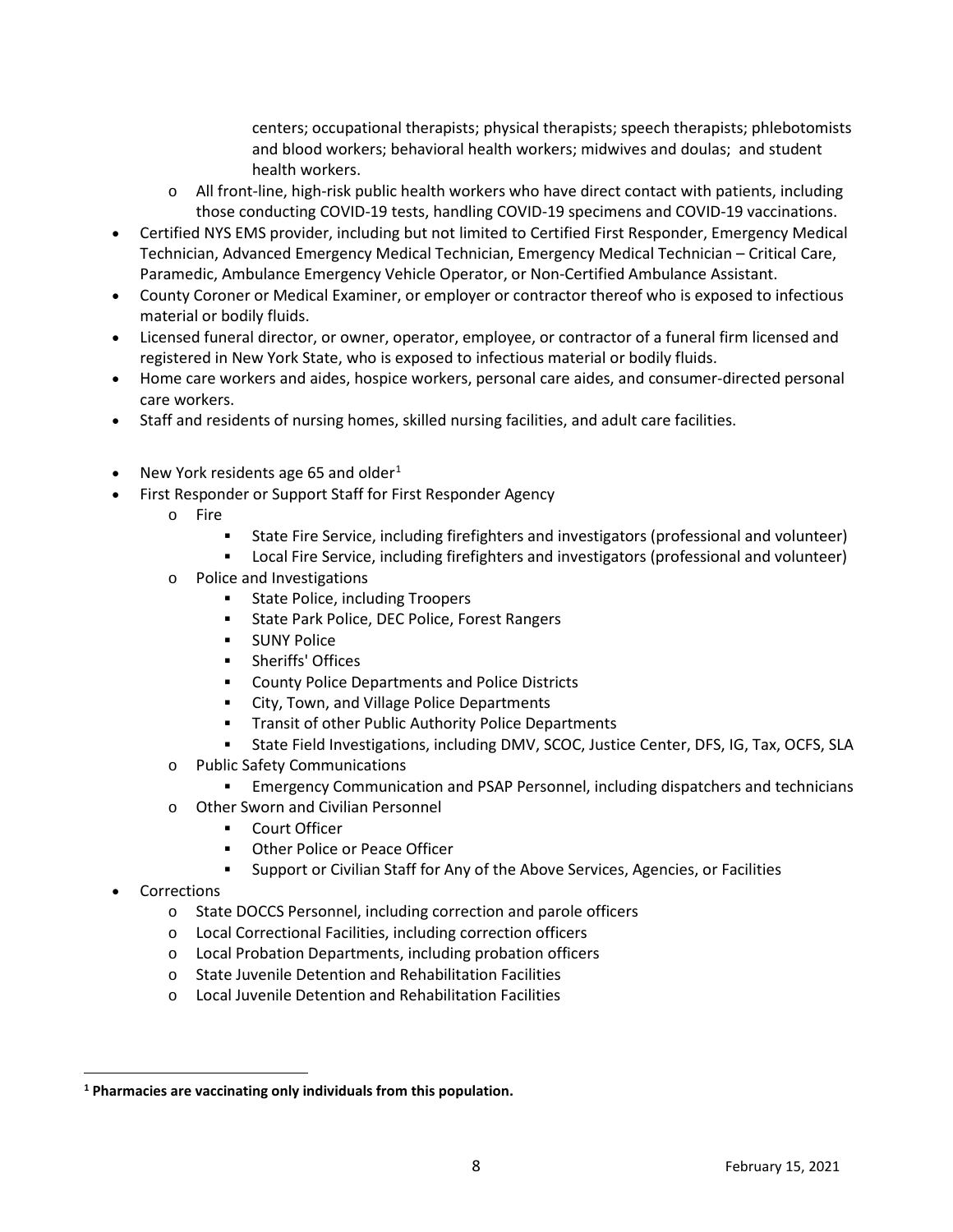centers; occupational therapists; physical therapists; speech therapists; phlebotomists and blood workers; behavioral health workers; midwives and doulas; and student health workers.

    - All front-line, high-risk public health workers who have direct contact with patients, including those conducting COVID-19 tests, handling COVID-19 specimens and COVID-19 vaccinations.
- Certified NYS EMS provider, including but not limited to Certified First Responder, Emergency Medical Technician, Advanced Emergency Medical Technician, Emergency Medical Technician – Critical Care, Paramedic, Ambulance Emergency Vehicle Operator, or Non-Certified Ambulance Assistant.
- County Coroner or Medical Examiner, or employer or contractor thereof who is exposed to infectious material or bodily fluids.
- Licensed funeral director, or owner, operator, employee, or contractor of a funeral firm licensed and registered in New York State, who is exposed to infectious material or bodily fluids.
- Home care workers and aides, hospice workers, personal care aides, and consumer-directed personal care workers.
- Staff and residents of nursing homes, skilled nursing facilities, and adult care facilities.

- New York residents age 65 and older[1]
- First Responder or Support Staff for First Responder Agency
    - Fire
        - State Fire Service, including firefighters and investigators (professional and volunteer)
        - Local Fire Service, including firefighters and investigators (professional and volunteer)
    - Police and Investigations
        - State Police, including Troopers
        - State Park Police, DEC Police, Forest Rangers
        - SUNY Police
        - Sheriffs' Offices
        - County Police Departments and Police Districts
        - City, Town, and Village Police Departments
        - Transit of other Public Authority Police Departments
        - State Field Investigations, including DMV, SCOC, Justice Center, DFS, IG, Tax, OCFS, SLA
    - Public Safety Communications
        - Emergency Communication and PSAP Personnel, including dispatchers and technicians
    - Other Sworn and Civilian Personnel
        - Court Officer
        - Other Police or Peace Officer
        - Support or Civilian Staff for Any of the Above Services, Agencies, or Facilities
- Corrections
    - State DOCCS Personnel, including correction and parole officers
    - Local Correctional Facilities, including correction officers
    - Local Probation Departments, including probation officers
    - State Juvenile Detention and Rehabilitation Facilities
    - Local Juvenile Detention and Rehabilitation Facilities

[1] **Pharmacies are vaccinating only individuals from this population.**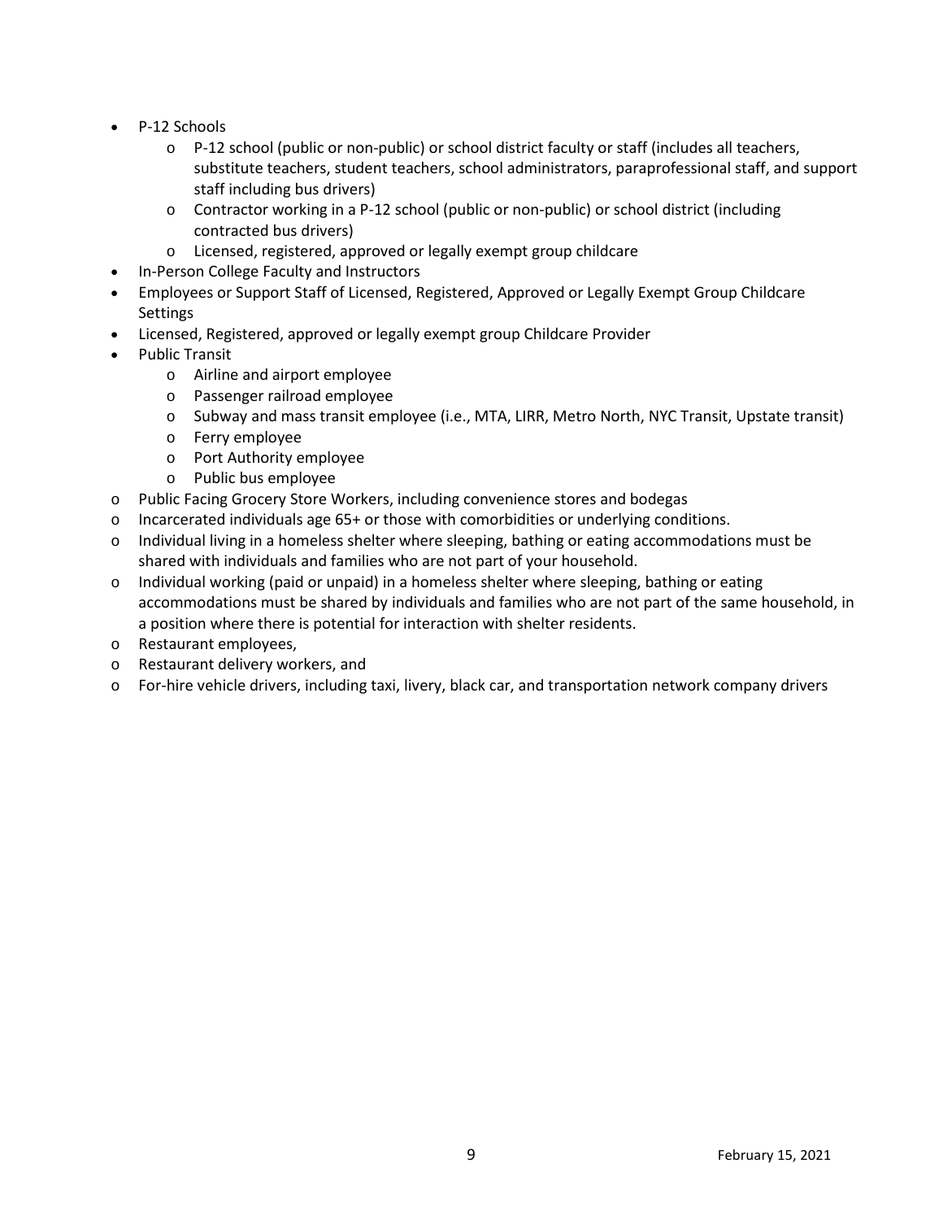- P-12 Schools
    - P-12 school (public or non-public) or school district faculty or staff (includes all teachers, substitute teachers, student teachers, school administrators, paraprofessional staff, and support staff including bus drivers)
    - Contractor working in a P-12 school (public or non-public) or school district (including contracted bus drivers)
    - Licensed, registered, approved or legally exempt group childcare
- In-Person College Faculty and Instructors
- Employees or Support Staff of Licensed, Registered, Approved or Legally Exempt Group Childcare Settings
- Licensed, Registered, approved or legally exempt group Childcare Provider
- Public Transit
    - Airline and airport employee
    - Passenger railroad employee
    - Subway and mass transit employee (i.e., MTA, LIRR, Metro North, NYC Transit, Upstate transit)
    - Ferry employee
    - Port Authority employee
    - Public bus employee
- Public Facing Grocery Store Workers, including convenience stores and bodegas
- Incarcerated individuals age 65+ or those with comorbidities or underlying conditions.
- Individual living in a homeless shelter where sleeping, bathing or eating accommodations must be shared with individuals and families who are not part of your household.
- Individual working (paid or unpaid) in a homeless shelter where sleeping, bathing or eating accommodations must be shared by individuals and families who are not part of the same household, in a position where there is potential for interaction with shelter residents.
- Restaurant employees,
- Restaurant delivery workers, and
- For-hire vehicle drivers, including taxi, livery, black car, and transportation network company drivers